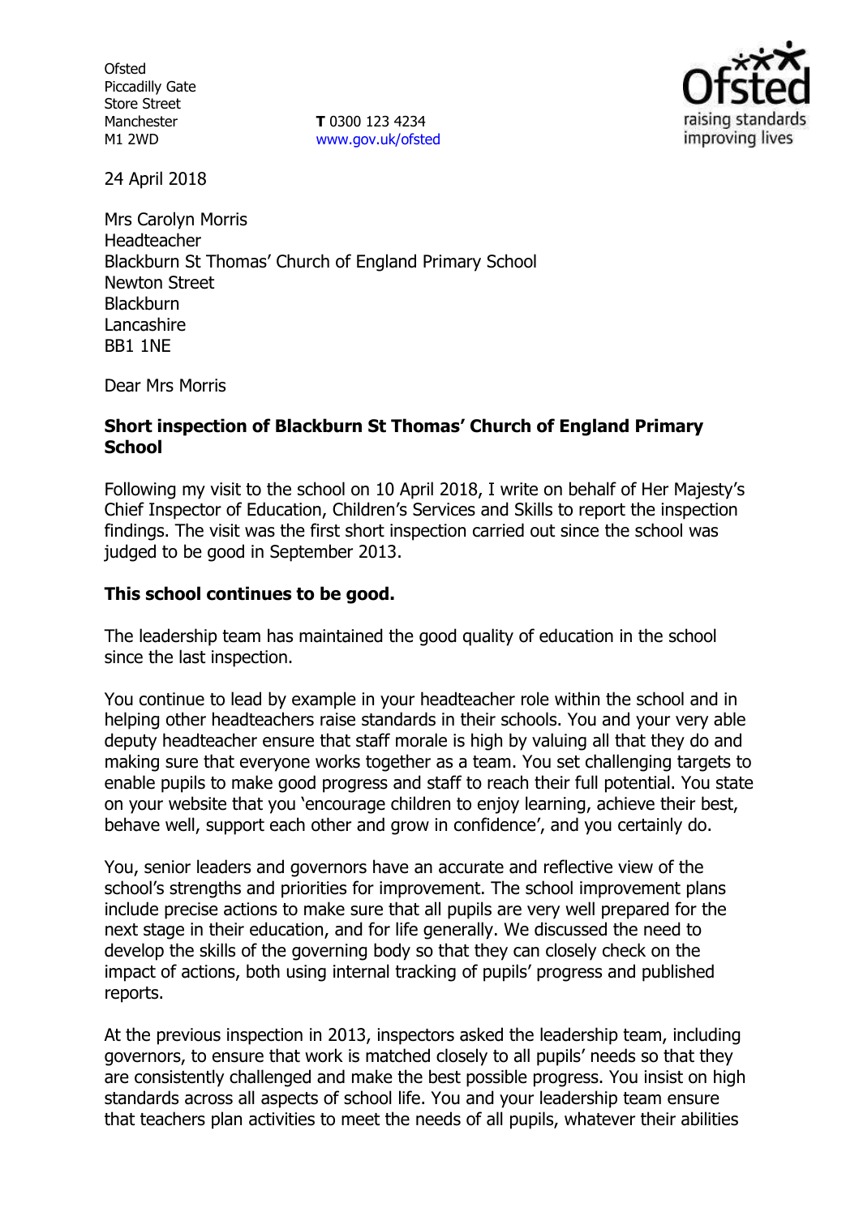Ofsted
Piccadilly Gate
Store Street
Manchester
M1 2WD

**T** 0300 123 4234
www.gov.uk/ofsted

24 April 2018

Mrs Carolyn Morris
Headteacher
Blackburn St Thomas' Church of England Primary School
Newton Street
Blackburn
Lancashire
BB1 1NE

Dear Mrs Morris

**Short inspection of Blackburn St Thomas' Church of England Primary School**

Following my visit to the school on 10 April 2018, I write on behalf of Her Majesty's Chief Inspector of Education, Children's Services and Skills to report the inspection findings. The visit was the first short inspection carried out since the school was judged to be good in September 2013.

**This school continues to be good.**

The leadership team has maintained the good quality of education in the school since the last inspection.

You continue to lead by example in your headteacher role within the school and in helping other headteachers raise standards in their schools. You and your very able deputy headteacher ensure that staff morale is high by valuing all that they do and making sure that everyone works together as a team. You set challenging targets to enable pupils to make good progress and staff to reach their full potential. You state on your website that you 'encourage children to enjoy learning, achieve their best, behave well, support each other and grow in confidence', and you certainly do.

You, senior leaders and governors have an accurate and reflective view of the school's strengths and priorities for improvement. The school improvement plans include precise actions to make sure that all pupils are very well prepared for the next stage in their education, and for life generally. We discussed the need to develop the skills of the governing body so that they can closely check on the impact of actions, both using internal tracking of pupils' progress and published reports.

At the previous inspection in 2013, inspectors asked the leadership team, including governors, to ensure that work is matched closely to all pupils' needs so that they are consistently challenged and make the best possible progress. You insist on high standards across all aspects of school life. You and your leadership team ensure that teachers plan activities to meet the needs of all pupils, whatever their abilities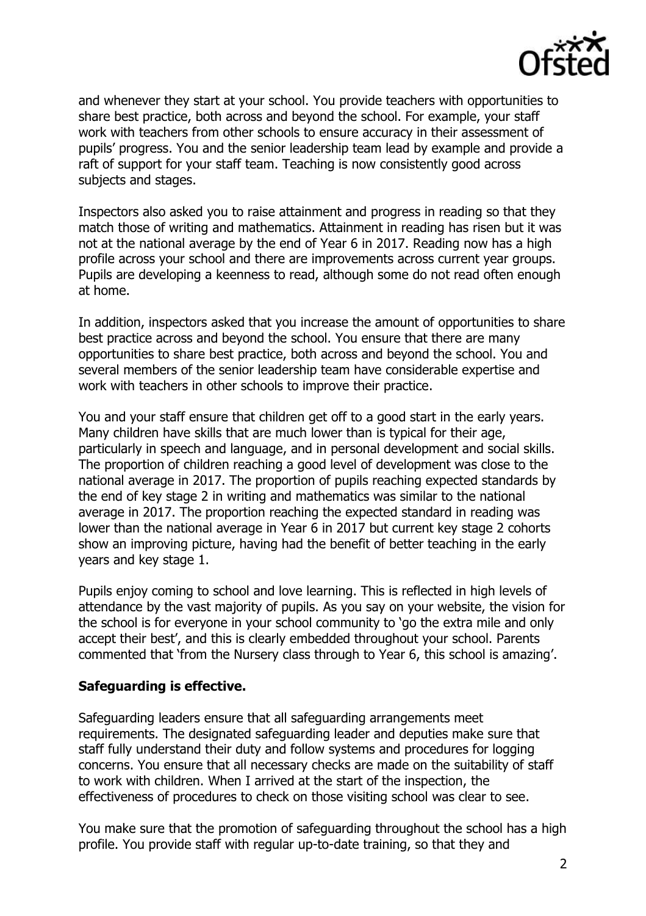and whenever they start at your school. You provide teachers with opportunities to share best practice, both across and beyond the school. For example, your staff work with teachers from other schools to ensure accuracy in their assessment of pupils' progress. You and the senior leadership team lead by example and provide a raft of support for your staff team. Teaching is now consistently good across subjects and stages.

Inspectors also asked you to raise attainment and progress in reading so that they match those of writing and mathematics. Attainment in reading has risen but it was not at the national average by the end of Year 6 in 2017. Reading now has a high profile across your school and there are improvements across current year groups. Pupils are developing a keenness to read, although some do not read often enough at home.

In addition, inspectors asked that you increase the amount of opportunities to share best practice across and beyond the school. You ensure that there are many opportunities to share best practice, both across and beyond the school. You and several members of the senior leadership team have considerable expertise and work with teachers in other schools to improve their practice.

You and your staff ensure that children get off to a good start in the early years. Many children have skills that are much lower than is typical for their age, particularly in speech and language, and in personal development and social skills. The proportion of children reaching a good level of development was close to the national average in 2017. The proportion of pupils reaching expected standards by the end of key stage 2 in writing and mathematics was similar to the national average in 2017. The proportion reaching the expected standard in reading was lower than the national average in Year 6 in 2017 but current key stage 2 cohorts show an improving picture, having had the benefit of better teaching in the early years and key stage 1.

Pupils enjoy coming to school and love learning. This is reflected in high levels of attendance by the vast majority of pupils. As you say on your website, the vision for the school is for everyone in your school community to 'go the extra mile and only accept their best', and this is clearly embedded throughout your school. Parents commented that 'from the Nursery class through to Year 6, this school is amazing'.

## Safeguarding is effective.

Safeguarding leaders ensure that all safeguarding arrangements meet requirements. The designated safeguarding leader and deputies make sure that staff fully understand their duty and follow systems and procedures for logging concerns. You ensure that all necessary checks are made on the suitability of staff to work with children. When I arrived at the start of the inspection, the effectiveness of procedures to check on those visiting school was clear to see.

You make sure that the promotion of safeguarding throughout the school has a high profile. You provide staff with regular up-to-date training, so that they and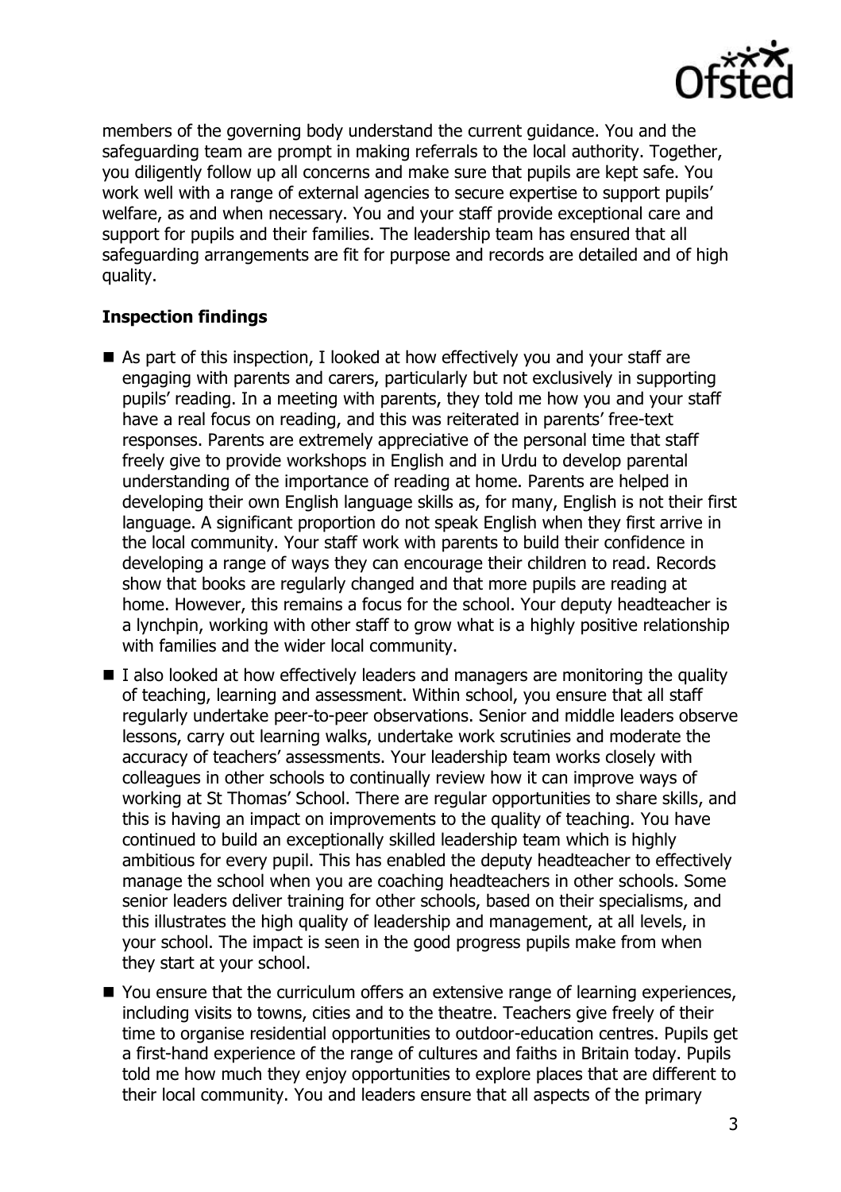members of the governing body understand the current guidance. You and the safeguarding team are prompt in making referrals to the local authority. Together, you diligently follow up all concerns and make sure that pupils are kept safe. You work well with a range of external agencies to secure expertise to support pupils' welfare, as and when necessary. You and your staff provide exceptional care and support for pupils and their families. The leadership team has ensured that all safeguarding arrangements are fit for purpose and records are detailed and of high quality.

## Inspection findings

- As part of this inspection, I looked at how effectively you and your staff are engaging with parents and carers, particularly but not exclusively in supporting pupils' reading. In a meeting with parents, they told me how you and your staff have a real focus on reading, and this was reiterated in parents' free-text responses. Parents are extremely appreciative of the personal time that staff freely give to provide workshops in English and in Urdu to develop parental understanding of the importance of reading at home. Parents are helped in developing their own English language skills as, for many, English is not their first language. A significant proportion do not speak English when they first arrive in the local community. Your staff work with parents to build their confidence in developing a range of ways they can encourage their children to read. Records show that books are regularly changed and that more pupils are reading at home. However, this remains a focus for the school. Your deputy headteacher is a lynchpin, working with other staff to grow what is a highly positive relationship with families and the wider local community.
- I also looked at how effectively leaders and managers are monitoring the quality of teaching, learning and assessment. Within school, you ensure that all staff regularly undertake peer-to-peer observations. Senior and middle leaders observe lessons, carry out learning walks, undertake work scrutinies and moderate the accuracy of teachers' assessments. Your leadership team works closely with colleagues in other schools to continually review how it can improve ways of working at St Thomas' School. There are regular opportunities to share skills, and this is having an impact on improvements to the quality of teaching. You have continued to build an exceptionally skilled leadership team which is highly ambitious for every pupil. This has enabled the deputy headteacher to effectively manage the school when you are coaching headteachers in other schools. Some senior leaders deliver training for other schools, based on their specialisms, and this illustrates the high quality of leadership and management, at all levels, in your school. The impact is seen in the good progress pupils make from when they start at your school.
- You ensure that the curriculum offers an extensive range of learning experiences, including visits to towns, cities and to the theatre. Teachers give freely of their time to organise residential opportunities to outdoor-education centres. Pupils get a first-hand experience of the range of cultures and faiths in Britain today. Pupils told me how much they enjoy opportunities to explore places that are different to their local community. You and leaders ensure that all aspects of the primary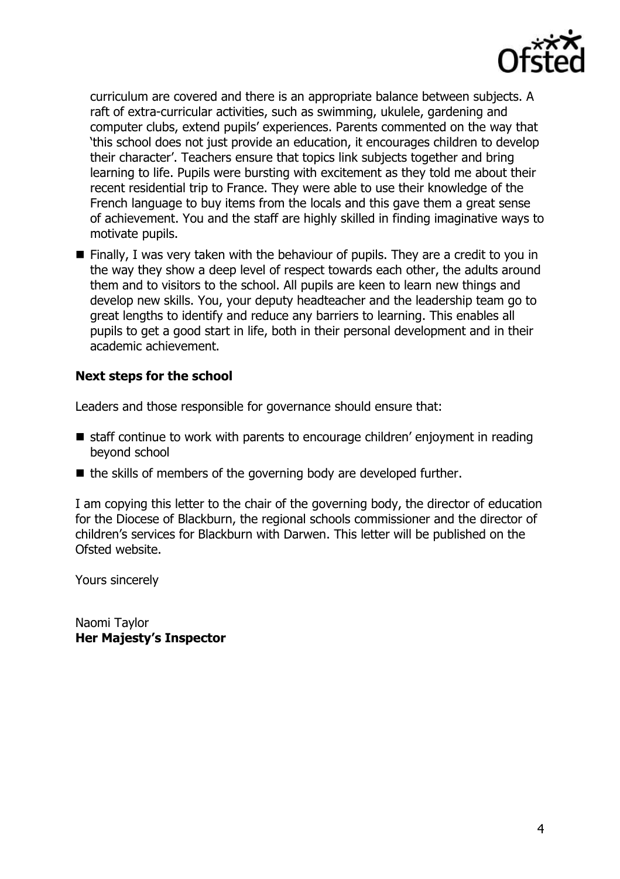curriculum are covered and there is an appropriate balance between subjects. A raft of extra-curricular activities, such as swimming, ukulele, gardening and computer clubs, extend pupils' experiences. Parents commented on the way that 'this school does not just provide an education, it encourages children to develop their character'. Teachers ensure that topics link subjects together and bring learning to life. Pupils were bursting with excitement as they told me about their recent residential trip to France. They were able to use their knowledge of the French language to buy items from the locals and this gave them a great sense of achievement. You and the staff are highly skilled in finding imaginative ways to motivate pupils.

- Finally, I was very taken with the behaviour of pupils. They are a credit to you in the way they show a deep level of respect towards each other, the adults around them and to visitors to the school. All pupils are keen to learn new things and develop new skills. You, your deputy headteacher and the leadership team go to great lengths to identify and reduce any barriers to learning. This enables all pupils to get a good start in life, both in their personal development and in their academic achievement.

**Next steps for the school**

Leaders and those responsible for governance should ensure that:

- staff continue to work with parents to encourage children' enjoyment in reading beyond school
- the skills of members of the governing body are developed further.

I am copying this letter to the chair of the governing body, the director of education for the Diocese of Blackburn, the regional schools commissioner and the director of children's services for Blackburn with Darwen. This letter will be published on the Ofsted website.

Yours sincerely

Naomi Taylor
**Her Majesty's Inspector**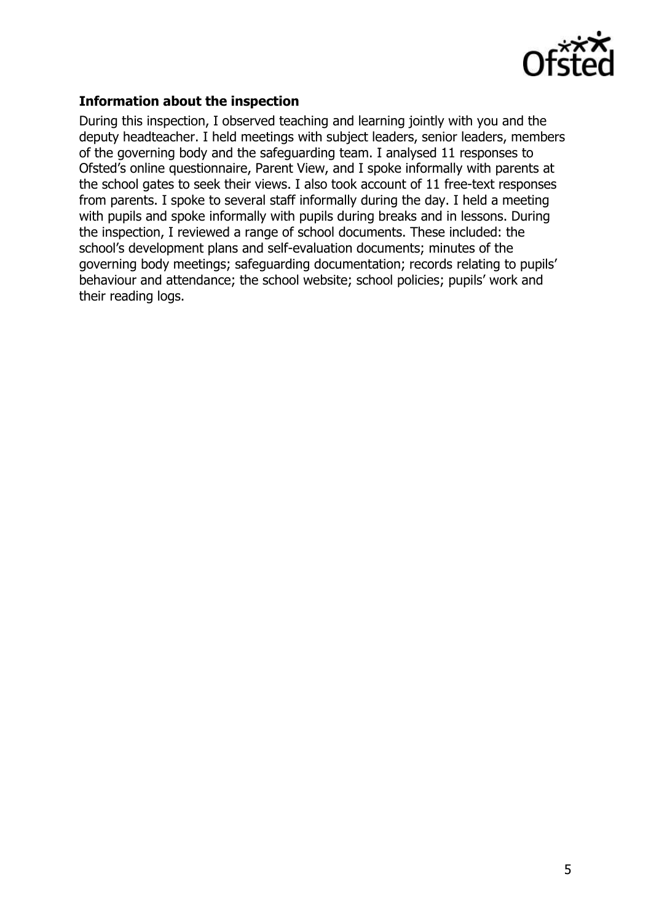**Information about the inspection**

During this inspection, I observed teaching and learning jointly with you and the deputy headteacher. I held meetings with subject leaders, senior leaders, members of the governing body and the safeguarding team. I analysed 11 responses to Ofsted's online questionnaire, Parent View, and I spoke informally with parents at the school gates to seek their views. I also took account of 11 free-text responses from parents. I spoke to several staff informally during the day. I held a meeting with pupils and spoke informally with pupils during breaks and in lessons. During the inspection, I reviewed a range of school documents. These included: the school's development plans and self-evaluation documents; minutes of the governing body meetings; safeguarding documentation; records relating to pupils' behaviour and attendance; the school website; school policies; pupils' work and their reading logs.